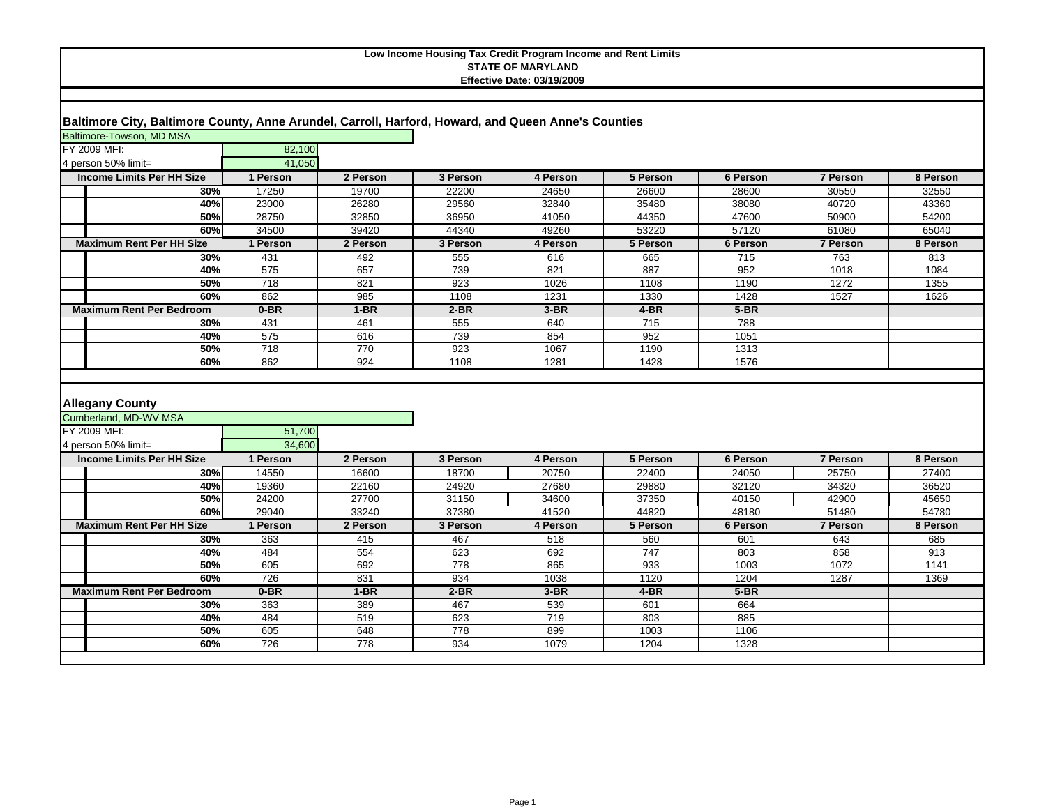**Low Income Housing Tax Credit Program Income and Rent Limits**
**STATE OF MARYLAND**
**Effective Date: 03/19/2009**

## Baltimore City, Baltimore County, Anne Arundel, Carroll, Harford, Howard, and Queen Anne's Counties

Baltimore-Towson, MD MSA

FY 2009 MFI: 82,100

4 person 50% limit= 41,050

| Income Limits Per HH Size | 1 Person | 2 Person | 3 Person | 4 Person | 5 Person | 6 Person | 7 Person | 8 Person |
|---|---|---|---|---|---|---|---|---|
| 30% | 17250 | 19700 | 22200 | 24650 | 26600 | 28600 | 30550 | 32550 |
| 40% | 23000 | 26280 | 29560 | 32840 | 35480 | 38080 | 40720 | 43360 |
| 50% | 28750 | 32850 | 36950 | 41050 | 44350 | 47600 | 50900 | 54200 |
| 60% | 34500 | 39420 | 44340 | 49260 | 53220 | 57120 | 61080 | 65040 |
| **Maximum Rent Per HH Size** | **1 Person** | **2 Person** | **3 Person** | **4 Person** | **5 Person** | **6 Person** | **7 Person** | **8 Person** |
| 30% | 431 | 492 | 555 | 616 | 665 | 715 | 763 | 813 |
| 40% | 575 | 657 | 739 | 821 | 887 | 952 | 1018 | 1084 |
| 50% | 718 | 821 | 923 | 1026 | 1108 | 1190 | 1272 | 1355 |
| 60% | 862 | 985 | 1108 | 1231 | 1330 | 1428 | 1527 | 1626 |
| **Maximum Rent Per Bedroom** | **0-BR** | **1-BR** | **2-BR** | **3-BR** | **4-BR** | **5-BR** | | |
| 30% | 431 | 461 | 555 | 640 | 715 | 788 | | |
| 40% | 575 | 616 | 739 | 854 | 952 | 1051 | | |
| 50% | 718 | 770 | 923 | 1067 | 1190 | 1313 | | |
| 60% | 862 | 924 | 1108 | 1281 | 1428 | 1576 | | |

## Allegany County

Cumberland, MD-WV MSA

FY 2009 MFI: 51,700

4 person 50% limit= 34,600

| Income Limits Per HH Size | 1 Person | 2 Person | 3 Person | 4 Person | 5 Person | 6 Person | 7 Person | 8 Person |
|---|---|---|---|---|---|---|---|---|
| 30% | 14550 | 16600 | 18700 | 20750 | 22400 | 24050 | 25750 | 27400 |
| 40% | 19360 | 22160 | 24920 | 27680 | 29880 | 32120 | 34320 | 36520 |
| 50% | 24200 | 27700 | 31150 | 34600 | 37350 | 40150 | 42900 | 45650 |
| 60% | 29040 | 33240 | 37380 | 41520 | 44820 | 48180 | 51480 | 54780 |
| **Maximum Rent Per HH Size** | **1 Person** | **2 Person** | **3 Person** | **4 Person** | **5 Person** | **6 Person** | **7 Person** | **8 Person** |
| 30% | 363 | 415 | 467 | 518 | 560 | 601 | 643 | 685 |
| 40% | 484 | 554 | 623 | 692 | 747 | 803 | 858 | 913 |
| 50% | 605 | 692 | 778 | 865 | 933 | 1003 | 1072 | 1141 |
| 60% | 726 | 831 | 934 | 1038 | 1120 | 1204 | 1287 | 1369 |
| **Maximum Rent Per Bedroom** | **0-BR** | **1-BR** | **2-BR** | **3-BR** | **4-BR** | **5-BR** | | |
| 30% | 363 | 389 | 467 | 539 | 601 | 664 | | |
| 40% | 484 | 519 | 623 | 719 | 803 | 885 | | |
| 50% | 605 | 648 | 778 | 899 | 1003 | 1106 | | |
| 60% | 726 | 778 | 934 | 1079 | 1204 | 1328 | | |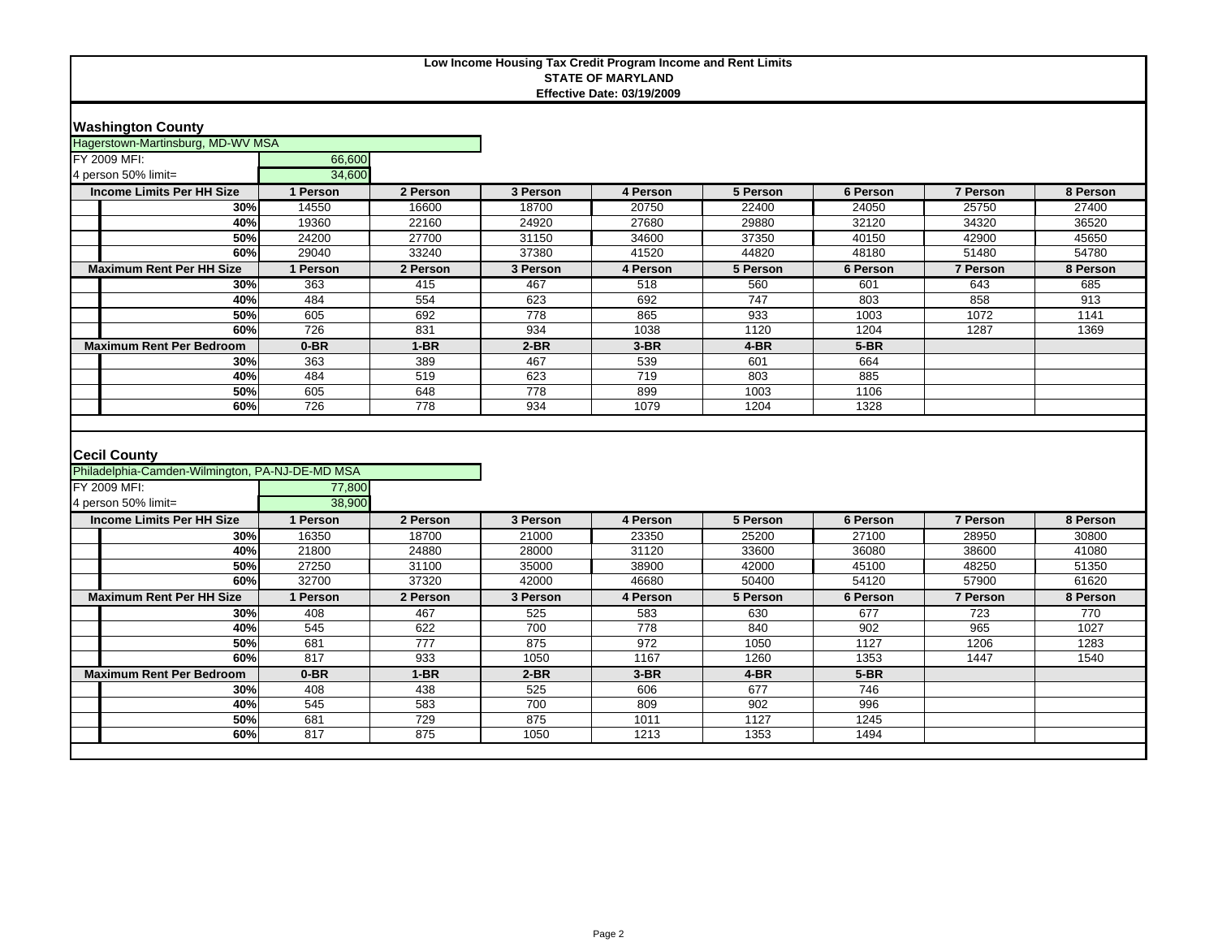**Low Income Housing Tax Credit Program Income and Rent Limits**
**STATE OF MARYLAND**
**Effective Date: 03/19/2009**

## Washington County

Hagerstown-Martinsburg, MD-WV MSA

| | |
|---|---|
| FY 2009 MFI: | 66,600 |
| 4 person 50% limit= | 34,600 |

| Income Limits Per HH Size | 1 Person | 2 Person | 3 Person | 4 Person | 5 Person | 6 Person | 7 Person | 8 Person |
|---|---|---|---|---|---|---|---|---|
| 30% | 14550 | 16600 | 18700 | 20750 | 22400 | 24050 | 25750 | 27400 |
| 40% | 19360 | 22160 | 24920 | 27680 | 29880 | 32120 | 34320 | 36520 |
| 50% | 24200 | 27700 | 31150 | 34600 | 37350 | 40150 | 42900 | 45650 |
| 60% | 29040 | 33240 | 37380 | 41520 | 44820 | 48180 | 51480 | 54780 |
| **Maximum Rent Per HH Size** | **1 Person** | **2 Person** | **3 Person** | **4 Person** | **5 Person** | **6 Person** | **7 Person** | **8 Person** |
| 30% | 363 | 415 | 467 | 518 | 560 | 601 | 643 | 685 |
| 40% | 484 | 554 | 623 | 692 | 747 | 803 | 858 | 913 |
| 50% | 605 | 692 | 778 | 865 | 933 | 1003 | 1072 | 1141 |
| 60% | 726 | 831 | 934 | 1038 | 1120 | 1204 | 1287 | 1369 |
| **Maximum Rent Per Bedroom** | **0-BR** | **1-BR** | **2-BR** | **3-BR** | **4-BR** | **5-BR** | | |
| 30% | 363 | 389 | 467 | 539 | 601 | 664 | | |
| 40% | 484 | 519 | 623 | 719 | 803 | 885 | | |
| 50% | 605 | 648 | 778 | 899 | 1003 | 1106 | | |
| 60% | 726 | 778 | 934 | 1079 | 1204 | 1328 | | |

## Cecil County

Philadelphia-Camden-Wilmington, PA-NJ-DE-MD MSA

| | |
|---|---|
| FY 2009 MFI: | 77,800 |
| 4 person 50% limit= | 38,900 |

| Income Limits Per HH Size | 1 Person | 2 Person | 3 Person | 4 Person | 5 Person | 6 Person | 7 Person | 8 Person |
|---|---|---|---|---|---|---|---|---|
| 30% | 16350 | 18700 | 21000 | 23350 | 25200 | 27100 | 28950 | 30800 |
| 40% | 21800 | 24880 | 28000 | 31120 | 33600 | 36080 | 38600 | 41080 |
| 50% | 27250 | 31100 | 35000 | 38900 | 42000 | 45100 | 48250 | 51350 |
| 60% | 32700 | 37320 | 42000 | 46680 | 50400 | 54120 | 57900 | 61620 |
| **Maximum Rent Per HH Size** | **1 Person** | **2 Person** | **3 Person** | **4 Person** | **5 Person** | **6 Person** | **7 Person** | **8 Person** |
| 30% | 408 | 467 | 525 | 583 | 630 | 677 | 723 | 770 |
| 40% | 545 | 622 | 700 | 778 | 840 | 902 | 965 | 1027 |
| 50% | 681 | 777 | 875 | 972 | 1050 | 1127 | 1206 | 1283 |
| 60% | 817 | 933 | 1050 | 1167 | 1260 | 1353 | 1447 | 1540 |
| **Maximum Rent Per Bedroom** | **0-BR** | **1-BR** | **2-BR** | **3-BR** | **4-BR** | **5-BR** | | |
| 30% | 408 | 438 | 525 | 606 | 677 | 746 | | |
| 40% | 545 | 583 | 700 | 809 | 902 | 996 | | |
| 50% | 681 | 729 | 875 | 1011 | 1127 | 1245 | | |
| 60% | 817 | 875 | 1050 | 1213 | 1353 | 1494 | | |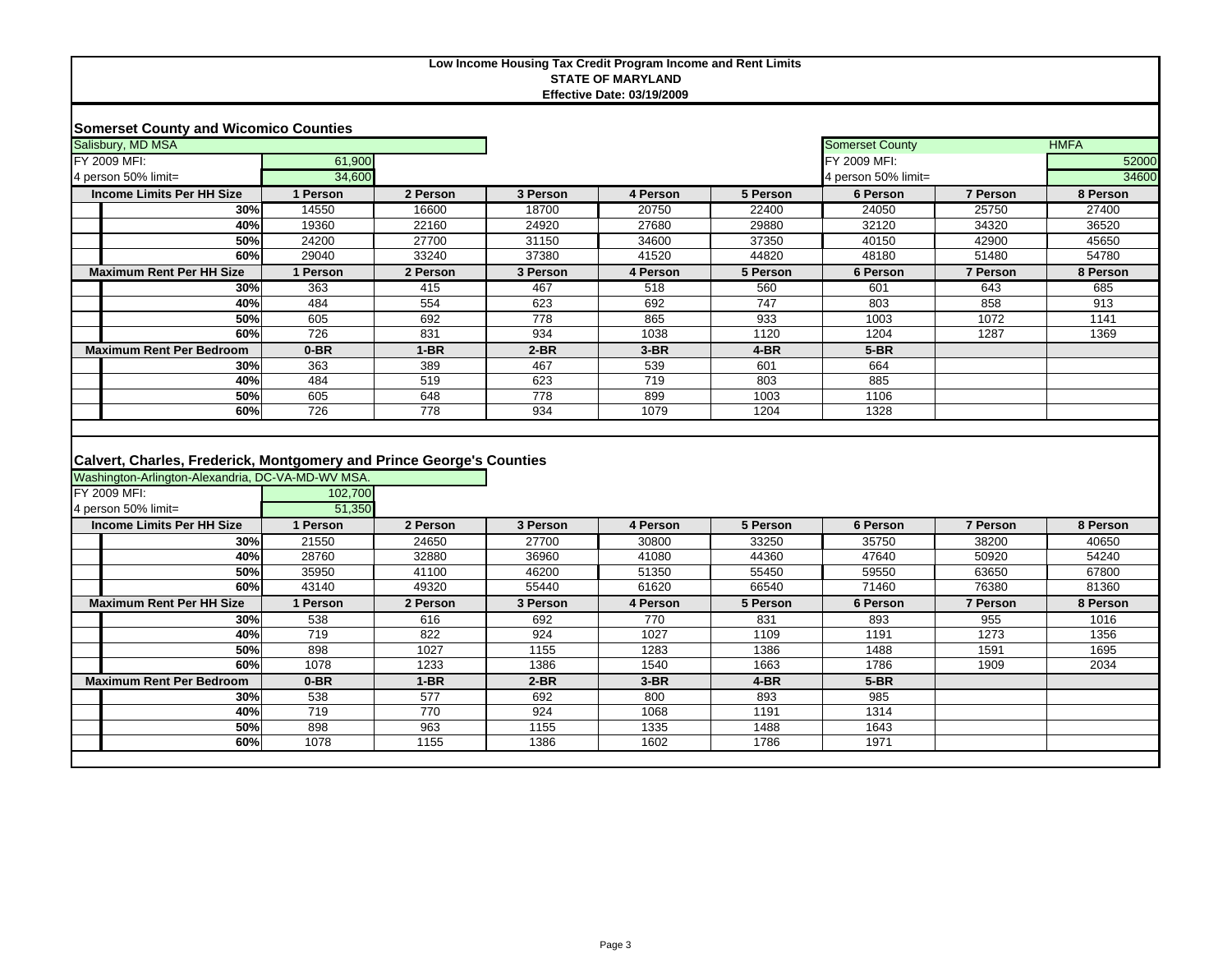**Low Income Housing Tax Credit Program Income and Rent Limits**
**STATE OF MARYLAND**
**Effective Date: 03/19/2009**

## Somerset County and Wicomico Counties

| Salisbury, MD MSA | | | | | | Somerset County | | HMFA |
|---|---|---|---|---|---|---|---|---|
| FY 2009 MFI: | 61,900 | | | | | FY 2009 MFI: | | 52000 |
| 4 person 50% limit= | 34,600 | | | | | 4 person 50% limit= | | 34600 |

| Income Limits Per HH Size | 1 Person | 2 Person | 3 Person | 4 Person | 5 Person | 6 Person | 7 Person | 8 Person |
|---|---|---|---|---|---|---|---|---|
| 30% | 14550 | 16600 | 18700 | 20750 | 22400 | 24050 | 25750 | 27400 |
| 40% | 19360 | 22160 | 24920 | 27680 | 29880 | 32120 | 34320 | 36520 |
| 50% | 24200 | 27700 | 31150 | 34600 | 37350 | 40150 | 42900 | 45650 |
| 60% | 29040 | 33240 | 37380 | 41520 | 44820 | 48180 | 51480 | 54780 |
| **Maximum Rent Per HH Size** | **1 Person** | **2 Person** | **3 Person** | **4 Person** | **5 Person** | **6 Person** | **7 Person** | **8 Person** |
| 30% | 363 | 415 | 467 | 518 | 560 | 601 | 643 | 685 |
| 40% | 484 | 554 | 623 | 692 | 747 | 803 | 858 | 913 |
| 50% | 605 | 692 | 778 | 865 | 933 | 1003 | 1072 | 1141 |
| 60% | 726 | 831 | 934 | 1038 | 1120 | 1204 | 1287 | 1369 |
| **Maximum Rent Per Bedroom** | **0-BR** | **1-BR** | **2-BR** | **3-BR** | **4-BR** | **5-BR** | | |
| 30% | 363 | 389 | 467 | 539 | 601 | 664 | | |
| 40% | 484 | 519 | 623 | 719 | 803 | 885 | | |
| 50% | 605 | 648 | 778 | 899 | 1003 | 1106 | | |
| 60% | 726 | 778 | 934 | 1079 | 1204 | 1328 | | |

## Calvert, Charles, Frederick, Montgomery and Prince George's Counties

| Washington-Arlington-Alexandria, DC-VA-MD-WV MSA. | |
|---|---|
| FY 2009 MFI: | 102,700 |
| 4 person 50% limit= | 51,350 |

| Income Limits Per HH Size | 1 Person | 2 Person | 3 Person | 4 Person | 5 Person | 6 Person | 7 Person | 8 Person |
|---|---|---|---|---|---|---|---|---|
| 30% | 21550 | 24650 | 27700 | 30800 | 33250 | 35750 | 38200 | 40650 |
| 40% | 28760 | 32880 | 36960 | 41080 | 44360 | 47640 | 50920 | 54240 |
| 50% | 35950 | 41100 | 46200 | 51350 | 55450 | 59550 | 63650 | 67800 |
| 60% | 43140 | 49320 | 55440 | 61620 | 66540 | 71460 | 76380 | 81360 |
| **Maximum Rent Per HH Size** | **1 Person** | **2 Person** | **3 Person** | **4 Person** | **5 Person** | **6 Person** | **7 Person** | **8 Person** |
| 30% | 538 | 616 | 692 | 770 | 831 | 893 | 955 | 1016 |
| 40% | 719 | 822 | 924 | 1027 | 1109 | 1191 | 1273 | 1356 |
| 50% | 898 | 1027 | 1155 | 1283 | 1386 | 1488 | 1591 | 1695 |
| 60% | 1078 | 1233 | 1386 | 1540 | 1663 | 1786 | 1909 | 2034 |
| **Maximum Rent Per Bedroom** | **0-BR** | **1-BR** | **2-BR** | **3-BR** | **4-BR** | **5-BR** | | |
| 30% | 538 | 577 | 692 | 800 | 893 | 985 | | |
| 40% | 719 | 770 | 924 | 1068 | 1191 | 1314 | | |
| 50% | 898 | 963 | 1155 | 1335 | 1488 | 1643 | | |
| 60% | 1078 | 1155 | 1386 | 1602 | 1786 | 1971 | | |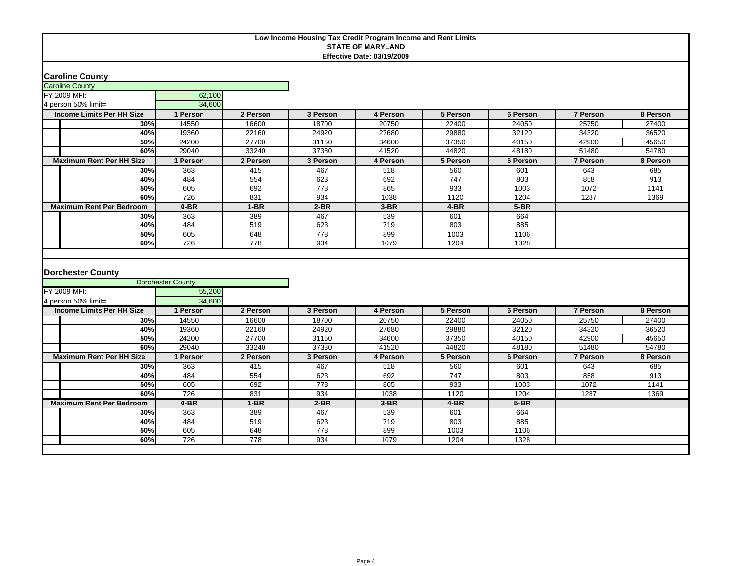**Low Income Housing Tax Credit Program Income and Rent Limits**
**STATE OF MARYLAND**
**Effective Date: 03/19/2009**

## Caroline County

| Caroline County | |
|---|---|
| FY 2009 MFI: | 62,100 |
| 4 person 50% limit= | 34,600 |

| Income Limits Per HH Size | 1 Person | 2 Person | 3 Person | 4 Person | 5 Person | 6 Person | 7 Person | 8 Person |
|---|---|---|---|---|---|---|---|---|
| 30% | 14550 | 16600 | 18700 | 20750 | 22400 | 24050 | 25750 | 27400 |
| 40% | 19360 | 22160 | 24920 | 27680 | 29880 | 32120 | 34320 | 36520 |
| 50% | 24200 | 27700 | 31150 | 34600 | 37350 | 40150 | 42900 | 45650 |
| 60% | 29040 | 33240 | 37380 | 41520 | 44820 | 48180 | 51480 | 54780 |
| **Maximum Rent Per HH Size** | **1 Person** | **2 Person** | **3 Person** | **4 Person** | **5 Person** | **6 Person** | **7 Person** | **8 Person** |
| 30% | 363 | 415 | 467 | 518 | 560 | 601 | 643 | 685 |
| 40% | 484 | 554 | 623 | 692 | 747 | 803 | 858 | 913 |
| 50% | 605 | 692 | 778 | 865 | 933 | 1003 | 1072 | 1141 |
| 60% | 726 | 831 | 934 | 1038 | 1120 | 1204 | 1287 | 1369 |
| **Maximum Rent Per Bedroom** | **0-BR** | **1-BR** | **2-BR** | **3-BR** | **4-BR** | **5-BR** | | |
| 30% | 363 | 389 | 467 | 539 | 601 | 664 | | |
| 40% | 484 | 519 | 623 | 719 | 803 | 885 | | |
| 50% | 605 | 648 | 778 | 899 | 1003 | 1106 | | |
| 60% | 726 | 778 | 934 | 1079 | 1204 | 1328 | | |

## Dorchester County

| Dorchester County | |
|---|---|
| FY 2009 MFI: | 55,200 |
| 4 person 50% limit= | 34,600 |

| Income Limits Per HH Size | 1 Person | 2 Person | 3 Person | 4 Person | 5 Person | 6 Person | 7 Person | 8 Person |
|---|---|---|---|---|---|---|---|---|
| 30% | 14550 | 16600 | 18700 | 20750 | 22400 | 24050 | 25750 | 27400 |
| 40% | 19360 | 22160 | 24920 | 27680 | 29880 | 32120 | 34320 | 36520 |
| 50% | 24200 | 27700 | 31150 | 34600 | 37350 | 40150 | 42900 | 45650 |
| 60% | 29040 | 33240 | 37380 | 41520 | 44820 | 48180 | 51480 | 54780 |
| **Maximum Rent Per HH Size** | **1 Person** | **2 Person** | **3 Person** | **4 Person** | **5 Person** | **6 Person** | **7 Person** | **8 Person** |
| 30% | 363 | 415 | 467 | 518 | 560 | 601 | 643 | 685 |
| 40% | 484 | 554 | 623 | 692 | 747 | 803 | 858 | 913 |
| 50% | 605 | 692 | 778 | 865 | 933 | 1003 | 1072 | 1141 |
| 60% | 726 | 831 | 934 | 1038 | 1120 | 1204 | 1287 | 1369 |
| **Maximum Rent Per Bedroom** | **0-BR** | **1-BR** | **2-BR** | **3-BR** | **4-BR** | **5-BR** | | |
| 30% | 363 | 389 | 467 | 539 | 601 | 664 | | |
| 40% | 484 | 519 | 623 | 719 | 803 | 885 | | |
| 50% | 605 | 648 | 778 | 899 | 1003 | 1106 | | |
| 60% | 726 | 778 | 934 | 1079 | 1204 | 1328 | | |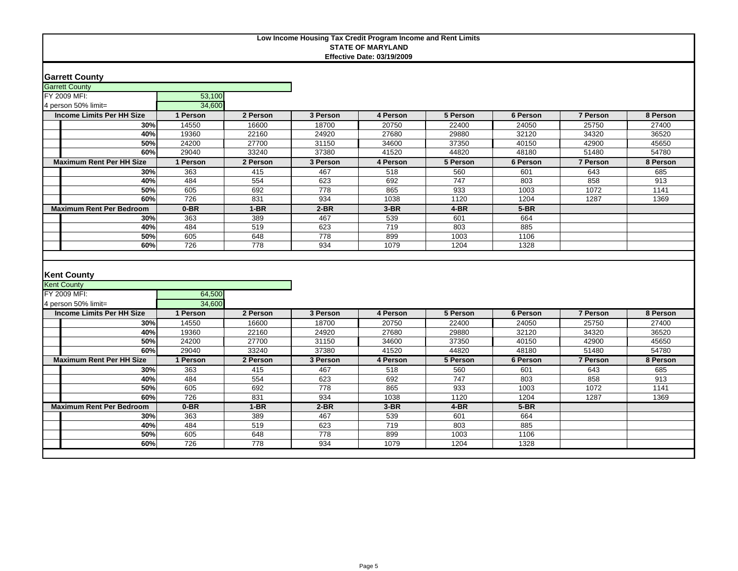# Low Income Housing Tax Credit Program Income and Rent Limits
## STATE OF MARYLAND
### Effective Date: 03/19/2009

## Garrett County

Garrett County

FY 2009 MFI: 53,100

4 person 50% limit= 34,600

| Income Limits Per HH Size | 1 Person | 2 Person | 3 Person | 4 Person | 5 Person | 6 Person | 7 Person | 8 Person |
|---|---|---|---|---|---|---|---|---|
| 30% | 14550 | 16600 | 18700 | 20750 | 22400 | 24050 | 25750 | 27400 |
| 40% | 19360 | 22160 | 24920 | 27680 | 29880 | 32120 | 34320 | 36520 |
| 50% | 24200 | 27700 | 31150 | 34600 | 37350 | 40150 | 42900 | 45650 |
| 60% | 29040 | 33240 | 37380 | 41520 | 44820 | 48180 | 51480 | 54780 |
| **Maximum Rent Per HH Size** | **1 Person** | **2 Person** | **3 Person** | **4 Person** | **5 Person** | **6 Person** | **7 Person** | **8 Person** |
| 30% | 363 | 415 | 467 | 518 | 560 | 601 | 643 | 685 |
| 40% | 484 | 554 | 623 | 692 | 747 | 803 | 858 | 913 |
| 50% | 605 | 692 | 778 | 865 | 933 | 1003 | 1072 | 1141 |
| 60% | 726 | 831 | 934 | 1038 | 1120 | 1204 | 1287 | 1369 |
| **Maximum Rent Per Bedroom** | **0-BR** | **1-BR** | **2-BR** | **3-BR** | **4-BR** | **5-BR** | | |
| 30% | 363 | 389 | 467 | 539 | 601 | 664 | | |
| 40% | 484 | 519 | 623 | 719 | 803 | 885 | | |
| 50% | 605 | 648 | 778 | 899 | 1003 | 1106 | | |
| 60% | 726 | 778 | 934 | 1079 | 1204 | 1328 | | |

## Kent County

Kent County

FY 2009 MFI: 64,500

4 person 50% limit= 34,600

| Income Limits Per HH Size | 1 Person | 2 Person | 3 Person | 4 Person | 5 Person | 6 Person | 7 Person | 8 Person |
|---|---|---|---|---|---|---|---|---|
| 30% | 14550 | 16600 | 18700 | 20750 | 22400 | 24050 | 25750 | 27400 |
| 40% | 19360 | 22160 | 24920 | 27680 | 29880 | 32120 | 34320 | 36520 |
| 50% | 24200 | 27700 | 31150 | 34600 | 37350 | 40150 | 42900 | 45650 |
| 60% | 29040 | 33240 | 37380 | 41520 | 44820 | 48180 | 51480 | 54780 |
| **Maximum Rent Per HH Size** | **1 Person** | **2 Person** | **3 Person** | **4 Person** | **5 Person** | **6 Person** | **7 Person** | **8 Person** |
| 30% | 363 | 415 | 467 | 518 | 560 | 601 | 643 | 685 |
| 40% | 484 | 554 | 623 | 692 | 747 | 803 | 858 | 913 |
| 50% | 605 | 692 | 778 | 865 | 933 | 1003 | 1072 | 1141 |
| 60% | 726 | 831 | 934 | 1038 | 1120 | 1204 | 1287 | 1369 |
| **Maximum Rent Per Bedroom** | **0-BR** | **1-BR** | **2-BR** | **3-BR** | **4-BR** | **5-BR** | | |
| 30% | 363 | 389 | 467 | 539 | 601 | 664 | | |
| 40% | 484 | 519 | 623 | 719 | 803 | 885 | | |
| 50% | 605 | 648 | 778 | 899 | 1003 | 1106 | | |
| 60% | 726 | 778 | 934 | 1079 | 1204 | 1328 | | |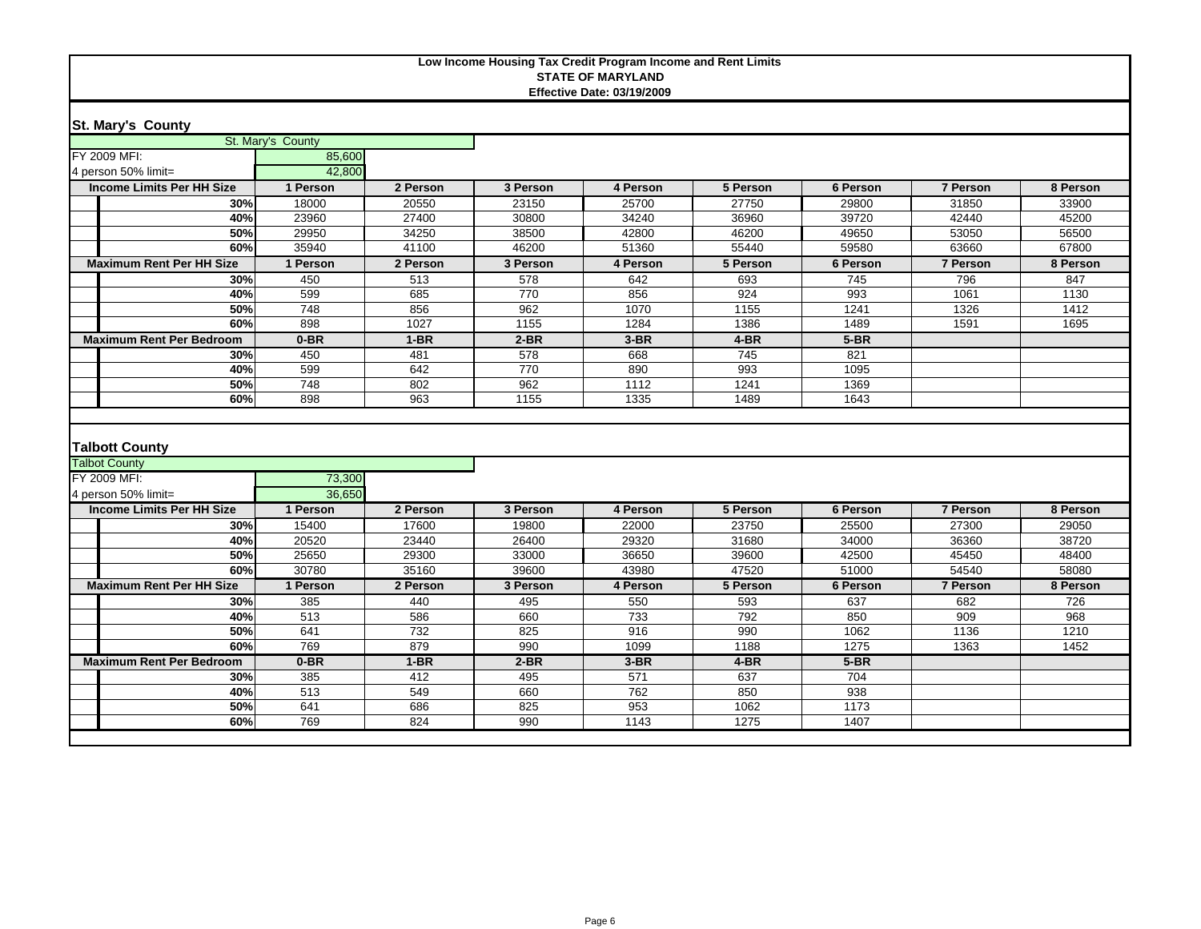**Low Income Housing Tax Credit Program Income and Rent Limits**
**STATE OF MARYLAND**
**Effective Date: 03/19/2009**

## St. Mary's County

St. Mary's County

| | |
|---|---|
| FY 2009 MFI: | 85,600 |
| 4 person 50% limit= | 42,800 |

| Income Limits Per HH Size | 1 Person | 2 Person | 3 Person | 4 Person | 5 Person | 6 Person | 7 Person | 8 Person |
|---|---|---|---|---|---|---|---|---|
| 30% | 18000 | 20550 | 23150 | 25700 | 27750 | 29800 | 31850 | 33900 |
| 40% | 23960 | 27400 | 30800 | 34240 | 36960 | 39720 | 42440 | 45200 |
| 50% | 29950 | 34250 | 38500 | 42800 | 46200 | 49650 | 53050 | 56500 |
| 60% | 35940 | 41100 | 46200 | 51360 | 55440 | 59580 | 63660 | 67800 |
| **Maximum Rent Per HH Size** | **1 Person** | **2 Person** | **3 Person** | **4 Person** | **5 Person** | **6 Person** | **7 Person** | **8 Person** |
| 30% | 450 | 513 | 578 | 642 | 693 | 745 | 796 | 847 |
| 40% | 599 | 685 | 770 | 856 | 924 | 993 | 1061 | 1130 |
| 50% | 748 | 856 | 962 | 1070 | 1155 | 1241 | 1326 | 1412 |
| 60% | 898 | 1027 | 1155 | 1284 | 1386 | 1489 | 1591 | 1695 |
| **Maximum Rent Per Bedroom** | **0-BR** | **1-BR** | **2-BR** | **3-BR** | **4-BR** | **5-BR** | | |
| 30% | 450 | 481 | 578 | 668 | 745 | 821 | | |
| 40% | 599 | 642 | 770 | 890 | 993 | 1095 | | |
| 50% | 748 | 802 | 962 | 1112 | 1241 | 1369 | | |
| 60% | 898 | 963 | 1155 | 1335 | 1489 | 1643 | | |

## Talbott County

Talbot County

| | |
|---|---|
| FY 2009 MFI: | 73,300 |
| 4 person 50% limit= | 36,650 |

| Income Limits Per HH Size | 1 Person | 2 Person | 3 Person | 4 Person | 5 Person | 6 Person | 7 Person | 8 Person |
|---|---|---|---|---|---|---|---|---|
| 30% | 15400 | 17600 | 19800 | 22000 | 23750 | 25500 | 27300 | 29050 |
| 40% | 20520 | 23440 | 26400 | 29320 | 31680 | 34000 | 36360 | 38720 |
| 50% | 25650 | 29300 | 33000 | 36650 | 39600 | 42500 | 45450 | 48400 |
| 60% | 30780 | 35160 | 39600 | 43980 | 47520 | 51000 | 54540 | 58080 |
| **Maximum Rent Per HH Size** | **1 Person** | **2 Person** | **3 Person** | **4 Person** | **5 Person** | **6 Person** | **7 Person** | **8 Person** |
| 30% | 385 | 440 | 495 | 550 | 593 | 637 | 682 | 726 |
| 40% | 513 | 586 | 660 | 733 | 792 | 850 | 909 | 968 |
| 50% | 641 | 732 | 825 | 916 | 990 | 1062 | 1136 | 1210 |
| 60% | 769 | 879 | 990 | 1099 | 1188 | 1275 | 1363 | 1452 |
| **Maximum Rent Per Bedroom** | **0-BR** | **1-BR** | **2-BR** | **3-BR** | **4-BR** | **5-BR** | | |
| 30% | 385 | 412 | 495 | 571 | 637 | 704 | | |
| 40% | 513 | 549 | 660 | 762 | 850 | 938 | | |
| 50% | 641 | 686 | 825 | 953 | 1062 | 1173 | | |
| 60% | 769 | 824 | 990 | 1143 | 1275 | 1407 | | |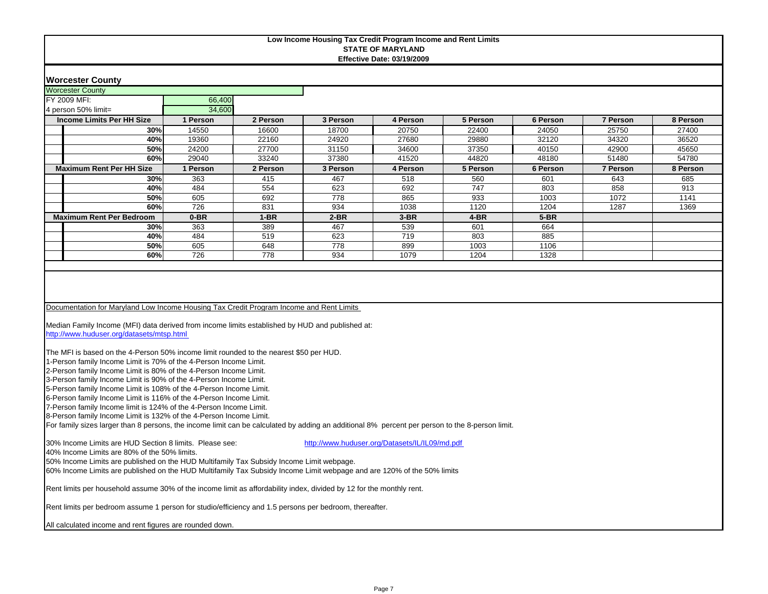# Low Income Housing Tax Credit Program Income and Rent Limits

**STATE OF MARYLAND**

**Effective Date: 03/19/2009**

## Worcester County

| Worcester County | |
|---|---|
| FY 2009 MFI: | 66,400 |
| 4 person 50% limit= | 34,600 |

| Income Limits Per HH Size | 1 Person | 2 Person | 3 Person | 4 Person | 5 Person | 6 Person | 7 Person | 8 Person |
|---|---|---|---|---|---|---|---|---|
| 30% | 14550 | 16600 | 18700 | 20750 | 22400 | 24050 | 25750 | 27400 |
| 40% | 19360 | 22160 | 24920 | 27680 | 29880 | 32120 | 34320 | 36520 |
| 50% | 24200 | 27700 | 31150 | 34600 | 37350 | 40150 | 42900 | 45650 |
| 60% | 29040 | 33240 | 37380 | 41520 | 44820 | 48180 | 51480 | 54780 |
| **Maximum Rent Per HH Size** | **1 Person** | **2 Person** | **3 Person** | **4 Person** | **5 Person** | **6 Person** | **7 Person** | **8 Person** |
| 30% | 363 | 415 | 467 | 518 | 560 | 601 | 643 | 685 |
| 40% | 484 | 554 | 623 | 692 | 747 | 803 | 858 | 913 |
| 50% | 605 | 692 | 778 | 865 | 933 | 1003 | 1072 | 1141 |
| 60% | 726 | 831 | 934 | 1038 | 1120 | 1204 | 1287 | 1369 |
| **Maximum Rent Per Bedroom** | **0-BR** | **1-BR** | **2-BR** | **3-BR** | **4-BR** | **5-BR** | | |
| 30% | 363 | 389 | 467 | 539 | 601 | 664 | | |
| 40% | 484 | 519 | 623 | 719 | 803 | 885 | | |
| 50% | 605 | 648 | 778 | 899 | 1003 | 1106 | | |
| 60% | 726 | 778 | 934 | 1079 | 1204 | 1328 | | |

Documentation for Maryland Low Income Housing Tax Credit Program Income and Rent Limits

Median Family Income (MFI) data derived from income limits established by HUD and published at:
http://www.huduser.org/datasets/mtsp.html

The MFI is based on the 4-Person 50% income limit rounded to the nearest $50 per HUD.
1-Person family Income Limit is 70% of the 4-Person Income Limit.
2-Person family Income Limit is 80% of the 4-Person Income Limit.
3-Person family Income Limit is 90% of the 4-Person Income Limit.
5-Person family Income Limit is 108% of the 4-Person Income Limit.
6-Person family Income Limit is 116% of the 4-Person Income Limit.
7-Person family Income limit is 124% of the 4-Person Income Limit.
8-Person family Income Limit is 132% of the 4-Person Income Limit.
For family sizes larger than 8 persons, the income limit can be calculated by adding an additional 8% percent per person to the 8-person limit.

30% Income Limits are HUD Section 8 limits. Please see: http://www.huduser.org/Datasets/IL/IL09/md.pdf
40% Income Limits are 80% of the 50% limits.
50% Income Limits are published on the HUD Multifamily Tax Subsidy Income Limit webpage.
60% Income Limits are published on the HUD Multifamily Tax Subsidy Income Limit webpage and are 120% of the 50% limits

Rent limits per household assume 30% of the income limit as affordability index, divided by 12 for the monthly rent.

Rent limits per bedroom assume 1 person for studio/efficiency and 1.5 persons per bedroom, thereafter.

All calculated income and rent figures are rounded down.